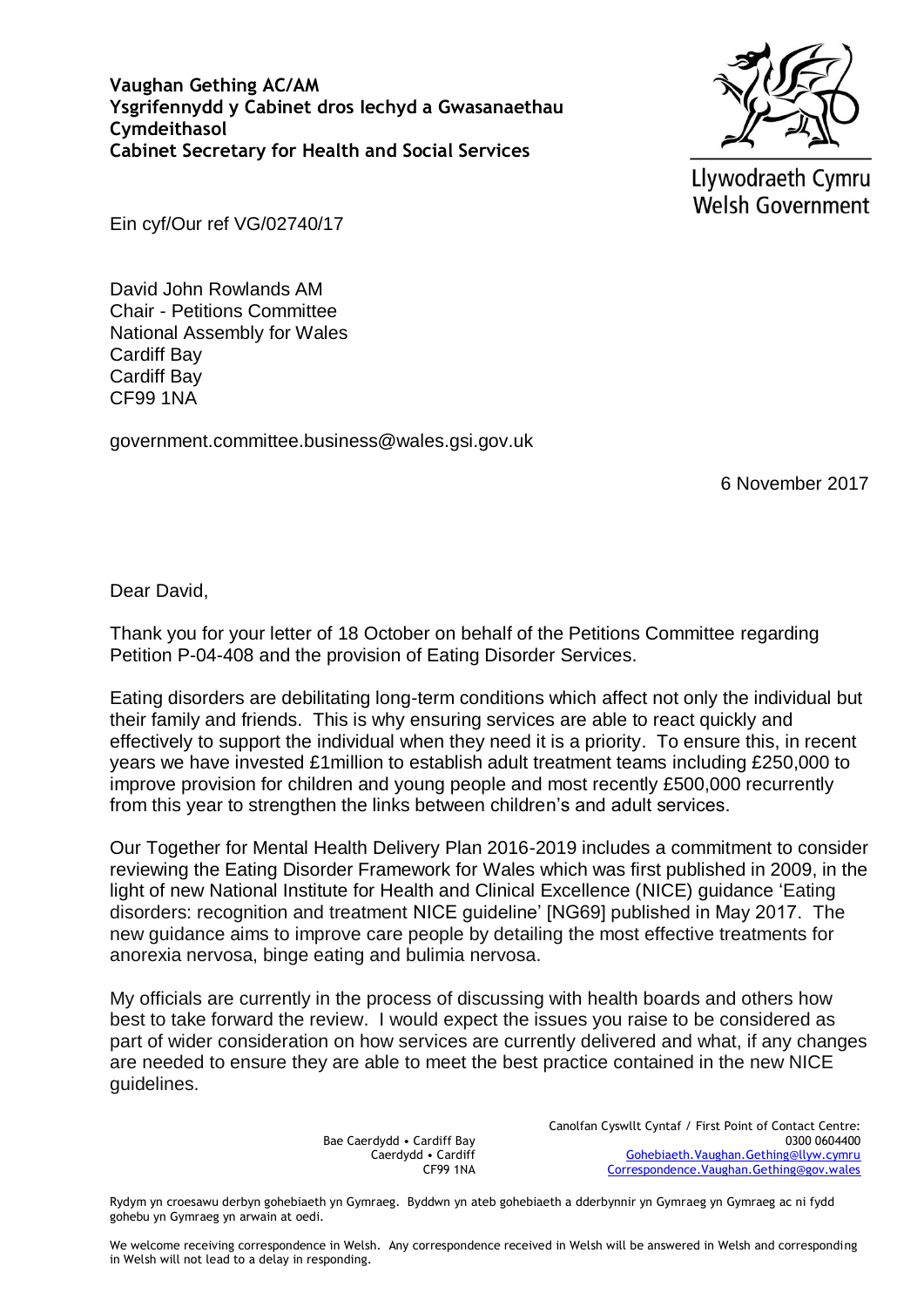**Vaughan Gething AC/AM**
**Ysgrifennydd y Cabinet dros Iechyd a Gwasanaethau Cymdeithasol**
**Cabinet Secretary for Health and Social Services**

Llywodraeth Cymru
Welsh Government

Ein cyf/Our ref VG/02740/17

David John Rowlands AM
Chair - Petitions Committee
National Assembly for Wales
Cardiff Bay
Cardiff Bay
CF99 1NA

government.committee.business@wales.gsi.gov.uk

6 November 2017

Dear David,

Thank you for your letter of 18 October on behalf of the Petitions Committee regarding Petition P-04-408 and the provision of Eating Disorder Services.

Eating disorders are debilitating long-term conditions which affect not only the individual but their family and friends. This is why ensuring services are able to react quickly and effectively to support the individual when they need it is a priority. To ensure this, in recent years we have invested £1million to establish adult treatment teams including £250,000 to improve provision for children and young people and most recently £500,000 recurrently from this year to strengthen the links between children's and adult services.

Our Together for Mental Health Delivery Plan 2016-2019 includes a commitment to consider reviewing the Eating Disorder Framework for Wales which was first published in 2009, in the light of new National Institute for Health and Clinical Excellence (NICE) guidance 'Eating disorders: recognition and treatment NICE guideline' [NG69] published in May 2017. The new guidance aims to improve care people by detailing the most effective treatments for anorexia nervosa, binge eating and bulimia nervosa.

My officials are currently in the process of discussing with health boards and others how best to take forward the review. I would expect the issues you raise to be considered as part of wider consideration on how services are currently delivered and what, if any changes are needed to ensure they are able to meet the best practice contained in the new NICE guidelines.

Bae Caerdydd • Cardiff Bay
Caerdydd • Cardiff
CF99 1NA

Canolfan Cyswllt Cyntaf / First Point of Contact Centre:
0300 0604400
Gohebiaeth.Vaughan.Gething@llyw.cymru
Correspondence.Vaughan.Gething@gov.wales

Rydym yn croesawu derbyn gohebiaeth yn Gymraeg. Byddwn yn ateb gohebiaeth a dderbynnir yn Gymraeg yn Gymraeg ac ni fydd gohebu yn Gymraeg yn arwain at oedi.

We welcome receiving correspondence in Welsh. Any correspondence received in Welsh will be answered in Welsh and corresponding in Welsh will not lead to a delay in responding.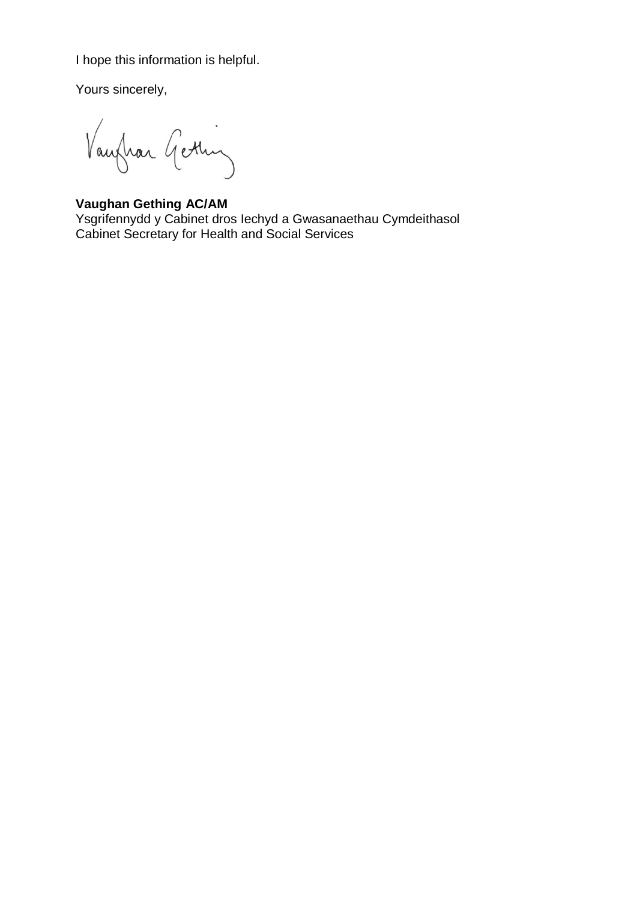I hope this information is helpful.

Yours sincerely,

**Vaughan Gething AC/AM**
Ysgrifennydd y Cabinet dros Iechyd a Gwasanaethau Cymdeithasol
Cabinet Secretary for Health and Social Services